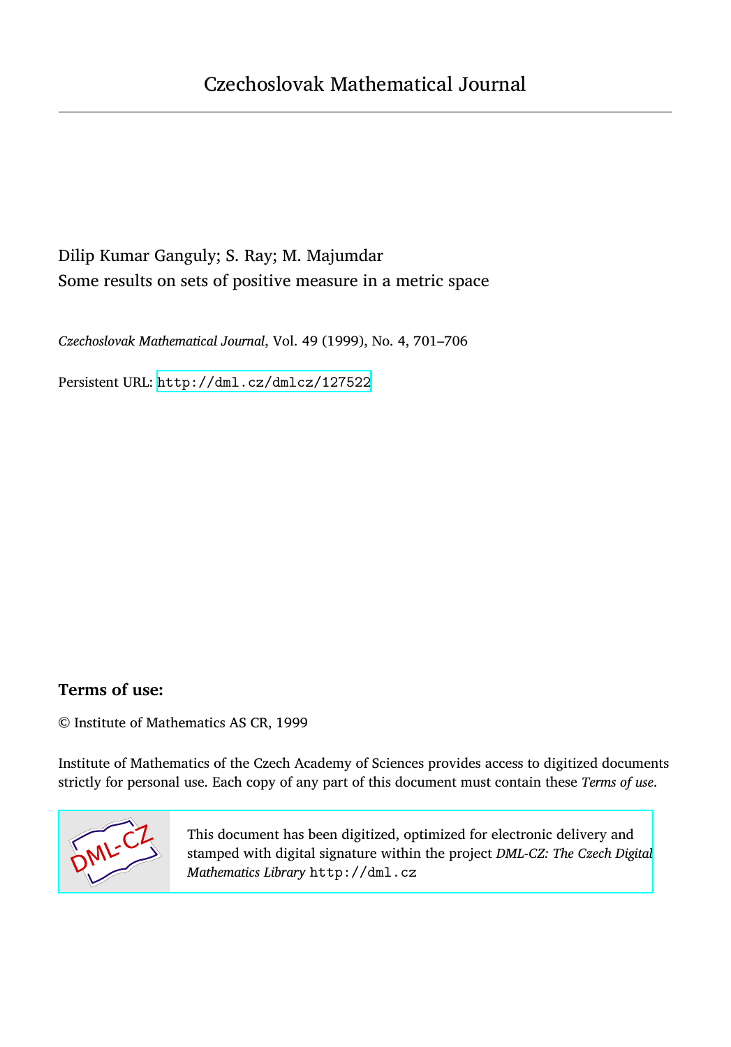# Czechoslovak Mathematical Journal

Dilip Kumar Ganguly; S. Ray; M. Majumdar

Some results on sets of positive measure in a metric space

*Czechoslovak Mathematical Journal*, Vol. 49 (1999), No. 4, 701–706

Persistent URL: http://dml.cz/dmlcz/127522

## Terms of use:

© Institute of Mathematics AS CR, 1999

Institute of Mathematics of the Czech Academy of Sciences provides access to digitized documents strictly for personal use. Each copy of any part of this document must contain these *Terms of use*.

This document has been digitized, optimized for electronic delivery and stamped with digital signature within the project *DML-CZ: The Czech Digital Mathematics Library* http://dml.cz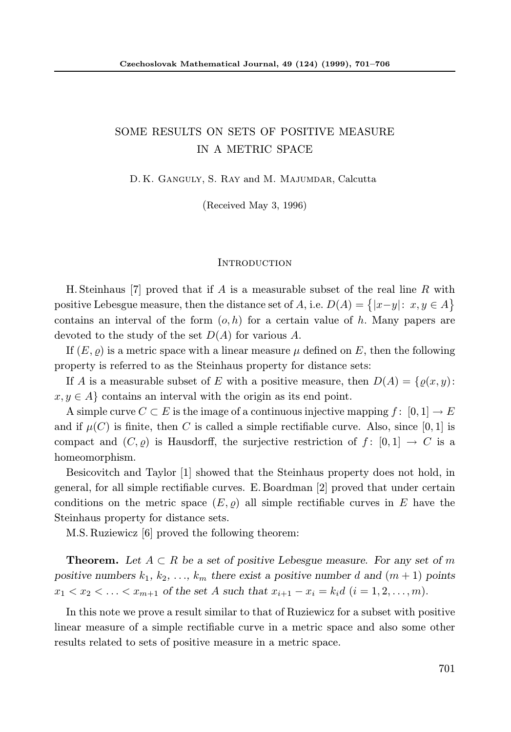# SOME RESULTS ON SETS OF POSITIVE MEASURE IN A METRIC SPACE

D. K. Ganguly, S. Ray and M. Majumdar, Calcutta

(Received May 3, 1996)

## Introduction

H. Steinhaus [7] proved that if $A$ is a measurable subset of the real line $R$ with positive Lebesgue measure, then the distance set of $A$, i.e. $D(A) = \{|x-y| \colon x, y \in A\}$ contains an interval of the form $(o, h)$ for a certain value of $h$. Many papers are devoted to the study of the set $D(A)$ for various $A$.

If $(E, \varrho)$ is a metric space with a linear measure $\mu$ defined on $E$, then the following property is referred to as the Steinhaus property for distance sets:

If $A$ is a measurable subset of $E$ with a positive measure, then $D(A) = \{\varrho(x, y) \colon x, y \in A\}$ contains an interval with the origin as its end point.

A simple curve $C \subset E$ is the image of a continuous injective mapping $f \colon [0,1] \to E$ and if $\mu(C)$ is finite, then $C$ is called a simple rectifiable curve. Also, since $[0,1]$ is compact and $(C, \varrho)$ is Hausdorff, the surjective restriction of $f \colon [0,1] \to C$ is a homeomorphism.

Besicovitch and Taylor [1] showed that the Steinhaus property does not hold, in general, for all simple rectifiable curves. E. Boardman [2] proved that under certain conditions on the metric space $(E, \varrho)$ all simple rectifiable curves in $E$ have the Steinhaus property for distance sets.

M.S. Ruziewicz [6] proved the following theorem:

**Theorem.** *Let $A \subset R$ be a set of positive Lebesgue measure. For any set of $m$ positive numbers $k_1, k_2, \ldots, k_m$ there exist a positive number $d$ and $(m+1)$ points $x_1 < x_2 < \ldots < x_{m+1}$ of the set $A$ such that $x_{i+1} - x_i = k_i d$ $(i = 1, 2, \ldots, m)$.*

In this note we prove a result similar to that of Ruziewicz for a subset with positive linear measure of a simple rectifiable curve in a metric space and also some other results related to sets of positive measure in a metric space.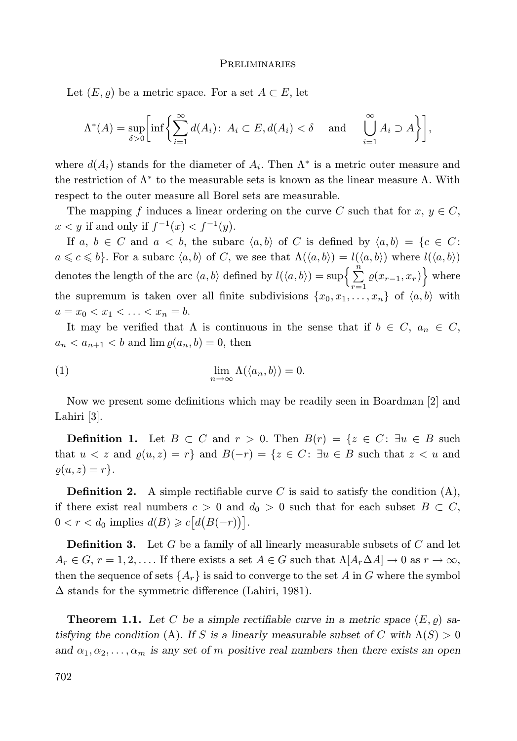## Preliminaries

Let $(E, \varrho)$ be a metric space. For a set $A \subset E$, let

$$\Lambda^*(A) = \sup_{\delta>0}\left[\inf\left\{\sum_{i=1}^{\infty} d(A_i)\colon\ A_i \subset E, d(A_i) < \delta \quad \text{and} \quad \bigcup_{i=1}^{\infty} A_i \supset A\right\}\right],$$

where $d(A_i)$ stands for the diameter of $A_i$. Then $\Lambda^*$ is a metric outer measure and the restriction of $\Lambda^*$ to the measurable sets is known as the linear measure $\Lambda$. With respect to the outer measure all Borel sets are measurable.

The mapping $f$ induces a linear ordering on the curve $C$ such that for $x, y \in C$, $x < y$ if and only if $f^{-1}(x) < f^{-1}(y)$.

If $a, b \in C$ and $a < b$, the subarc $\langle a, b\rangle$ of $C$ is defined by $\langle a, b\rangle = \{c \in C\colon a \leqslant c \leqslant b\}$. For a subarc $\langle a, b\rangle$ of $C$, we see that $\Lambda(\langle a, b\rangle) = l(\langle a, b\rangle)$ where $l(\langle a, b\rangle)$ denotes the length of the arc $\langle a, b\rangle$ defined by $l(\langle a, b\rangle) = \sup\Big\{\sum\limits_{r=1}^{n} \varrho(x_{r-1}, x_r)\Big\}$ where the supremum is taken over all finite subdivisions $\{x_0, x_1, \ldots, x_n\}$ of $\langle a, b\rangle$ with $a = x_0 < x_1 < \ldots < x_n = b$.

It may be verified that $\Lambda$ is continuous in the sense that if $b \in C$, $a_n \in C$, $a_n < a_{n+1} < b$ and $\lim \varrho(a_n, b) = 0$, then

$$\lim_{n\to\infty} \Lambda(\langle a_n, b\rangle) = 0. \tag{1}$$

Now we present some definitions which may be readily seen in Boardman [2] and Lahiri [3].

**Definition 1.** Let $B \subset C$ and $r > 0$. Then $B(r) = \{z \in C\colon \exists u \in B$ such that $u < z$ and $\varrho(u, z) = r\}$ and $B(-r) = \{z \in C\colon \exists u \in B$ such that $z < u$ and $\varrho(u, z) = r\}$.

**Definition 2.** A simple rectifiable curve $C$ is said to satisfy the condition (A), if there exist real numbers $c > 0$ and $d_0 > 0$ such that for each subset $B \subset C$, $0 < r < d_0$ implies $d(B) \geqslant c\big[d\big(B(-r)\big)\big]$.

**Definition 3.** Let $G$ be a family of all linearly measurable subsets of $C$ and let $A_r \in G$, $r = 1, 2, \ldots$. If there exists a set $A \in G$ such that $\Lambda[A_r \Delta A] \to 0$ as $r \to \infty$, then the sequence of sets $\{A_r\}$ is said to converge to the set $A$ in $G$ where the symbol $\Delta$ stands for the symmetric difference (Lahiri, 1981).

**Theorem 1.1.** *Let $C$ be a simple rectifiable curve in a metric space $(E, \varrho)$ satisfying the condition* (A)*. If $S$ is a linearly measurable subset of $C$ with $\Lambda(S) > 0$ and $\alpha_1, \alpha_2, \ldots, \alpha_m$ is any set of $m$ positive real numbers then there exists an open*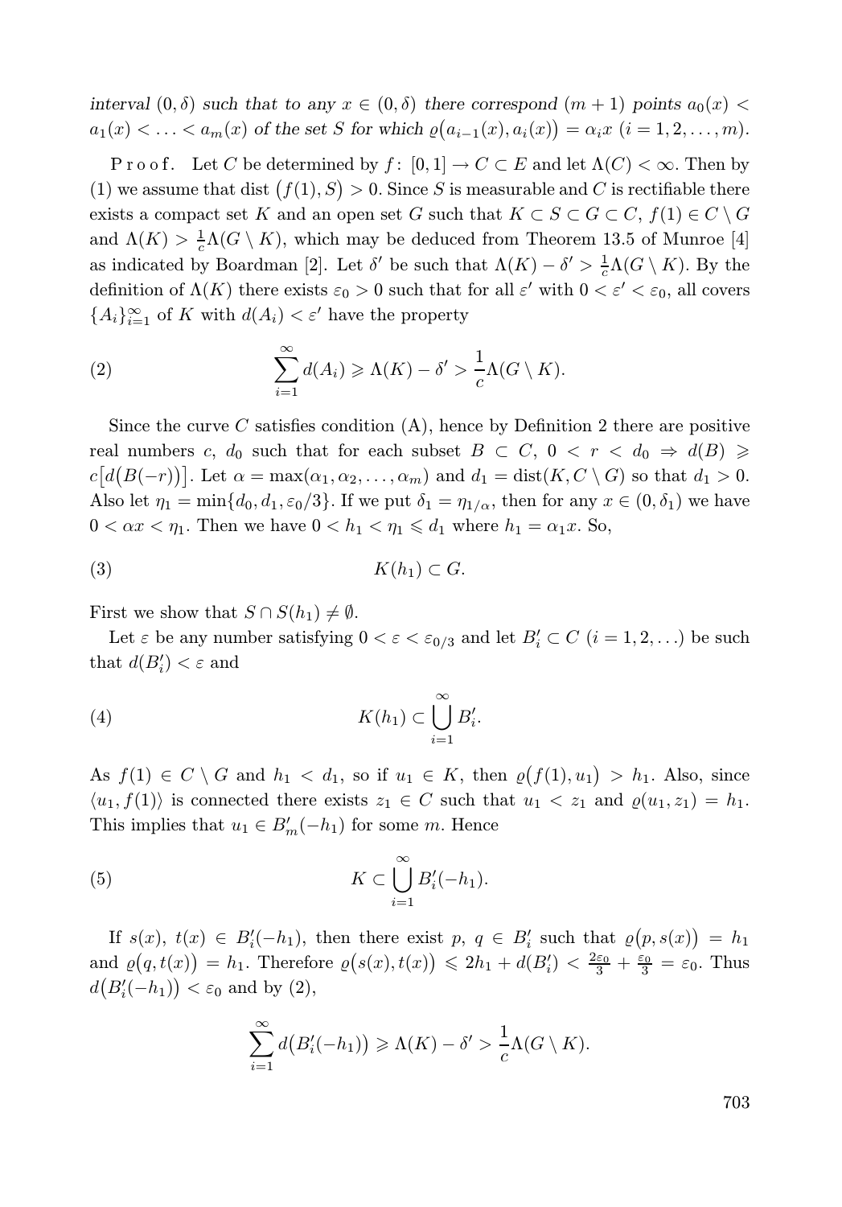*interval* $(0, \delta)$ *such that to any* $x \in (0, \delta)$ *there correspond* $(m+1)$ *points* $a_0(x) < a_1(x) < \ldots < a_m(x)$ *of the set* $S$ *for which* $\varrho\big(a_{i-1}(x), a_i(x)\big) = \alpha_i x$ $(i = 1, 2, \ldots, m)$.

Proof. Let $C$ be determined by $f\colon [0,1] \to C \subset E$ and let $\Lambda(C) < \infty$. Then by (1) we assume that $\operatorname{dist}\big(f(1), S\big) > 0$. Since $S$ is measurable and $C$ is rectifiable there exists a compact set $K$ and an open set $G$ such that $K \subset S \subset G \subset C$, $f(1) \in C \setminus G$ and $\Lambda(K) > \frac{1}{c}\Lambda(G \setminus K)$, which may be deduced from Theorem 13.5 of Munroe [4] as indicated by Boardman [2]. Let $\delta'$ be such that $\Lambda(K) - \delta' > \frac{1}{c}\Lambda(G \setminus K)$. By the definition of $\Lambda(K)$ there exists $\varepsilon_0 > 0$ such that for all $\varepsilon'$ with $0 < \varepsilon' < \varepsilon_0$, all covers $\{A_i\}_{i=1}^{\infty}$ of $K$ with $d(A_i) < \varepsilon'$ have the property

$$\sum_{i=1}^{\infty} d(A_i) \geqslant \Lambda(K) - \delta' > \frac{1}{c}\Lambda(G \setminus K). \tag{2}$$

Since the curve $C$ satisfies condition (A), hence by Definition 2 there are positive real numbers $c$, $d_0$ such that for each subset $B \subset C$, $0 < r < d_0 \Rightarrow d(B) \geqslant c\big[d\big(B(-r)\big)\big]$. Let $\alpha = \max(\alpha_1, \alpha_2, \ldots, \alpha_m)$ and $d_1 = \operatorname{dist}(K, C \setminus G)$ so that $d_1 > 0$. Also let $\eta_1 = \min\{d_0, d_1, \varepsilon_0/3\}$. If we put $\delta_1 = \eta_{1/\alpha}$, then for any $x \in (0, \delta_1)$ we have $0 < \alpha x < \eta_1$. Then we have $0 < h_1 < \eta_1 \leqslant d_1$ where $h_1 = \alpha_1 x$. So,

$$K(h_1) \subset G. \tag{3}$$

First we show that $S \cap S(h_1) \neq \emptyset$.

Let $\varepsilon$ be any number satisfying $0 < \varepsilon < \varepsilon_{0/3}$ and let $B_i' \subset C$ $(i = 1, 2, \ldots)$ be such that $d(B_i') < \varepsilon$ and

$$K(h_1) \subset \bigcup_{i=1}^{\infty} B_i'. \tag{4}$$

As $f(1) \in C \setminus G$ and $h_1 < d_1$, so if $u_1 \in K$, then $\varrho\big(f(1), u_1\big) > h_1$. Also, since $\langle u_1, f(1)\rangle$ is connected there exists $z_1 \in C$ such that $u_1 < z_1$ and $\varrho(u_1, z_1) = h_1$. This implies that $u_1 \in B_m'(-h_1)$ for some $m$. Hence

$$K \subset \bigcup_{i=1}^{\infty} B_i'(-h_1). \tag{5}$$

If $s(x)$, $t(x) \in B_i'(-h_1)$, then there exist $p$, $q \in B_i'$ such that $\varrho\big(p, s(x)\big) = h_1$ and $\varrho\big(q, t(x)\big) = h_1$. Therefore $\varrho\big(s(x), t(x)\big) \leqslant 2h_1 + d(B_i') < \frac{2\varepsilon_0}{3} + \frac{\varepsilon_0}{3} = \varepsilon_0$. Thus $d\big(B_i'(-h_1)\big) < \varepsilon_0$ and by (2),

$$\sum_{i=1}^{\infty} d\big(B_i'(-h_1)\big) \geqslant \Lambda(K) - \delta' > \frac{1}{c}\Lambda(G \setminus K).$$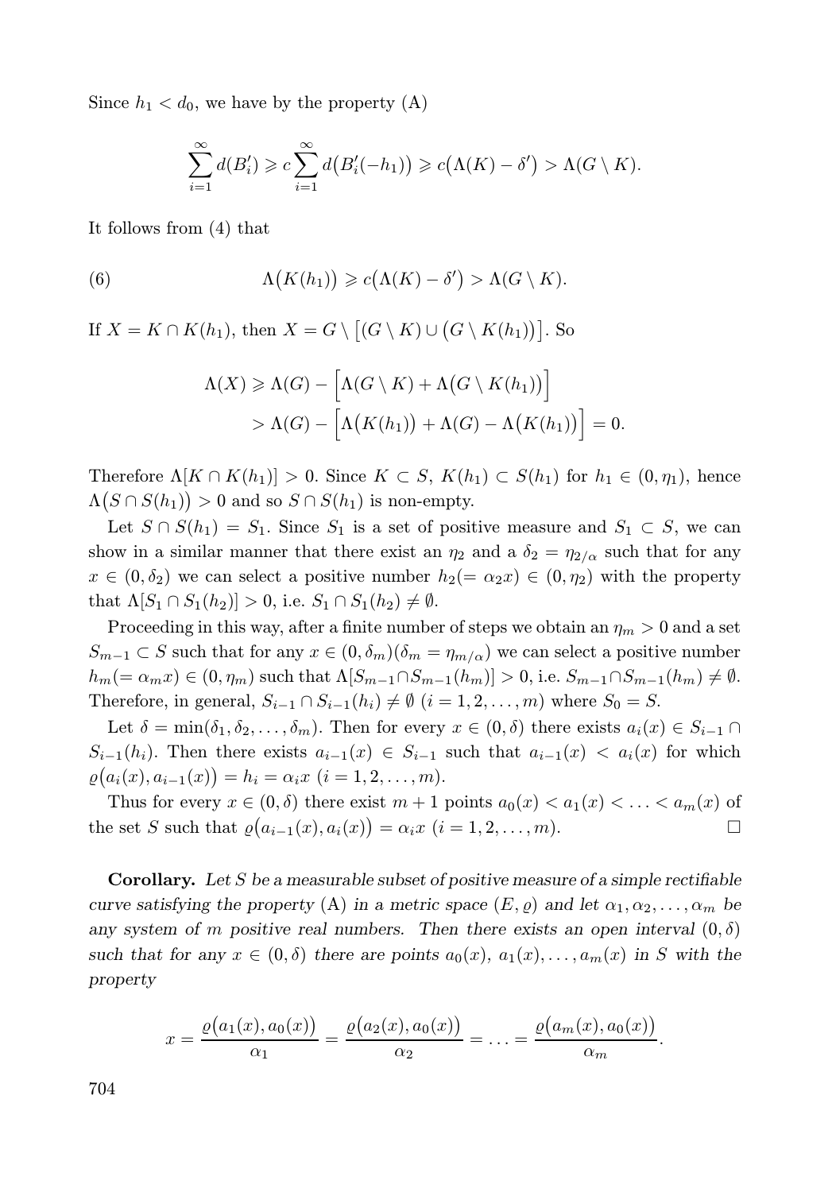Since $h_1 < d_0$, we have by the property (A)

$$\sum_{i=1}^{\infty} d(B_i') \geqslant c \sum_{i=1}^{\infty} d\big(B_i'(-h_1)\big) \geqslant c\big(\Lambda(K) - \delta'\big) > \Lambda(G \setminus K).$$

It follows from (4) that

$$\Lambda\big(K(h_1)\big) \geqslant c\big(\Lambda(K) - \delta'\big) > \Lambda(G \setminus K). \tag{6}$$

If $X = K \cap K(h_1)$, then $X = G \setminus \big[(G \setminus K) \cup \big(G \setminus K(h_1)\big)\big]$. So

$$\begin{aligned}
\Lambda(X) &\geqslant \Lambda(G) - \Big[\Lambda(G \setminus K) + \Lambda\big(G \setminus K(h_1)\big)\Big] \\
&> \Lambda(G) - \Big[\Lambda\big(K(h_1)\big) + \Lambda(G) - \Lambda\big(K(h_1)\big)\Big] = 0.
\end{aligned}$$

Therefore $\Lambda[K \cap K(h_1)] > 0$. Since $K \subset S$, $K(h_1) \subset S(h_1)$ for $h_1 \in (0, \eta_1)$, hence $\Lambda\big(S \cap S(h_1)\big) > 0$ and so $S \cap S(h_1)$ is non-empty.

Let $S \cap S(h_1) = S_1$. Since $S_1$ is a set of positive measure and $S_1 \subset S$, we can show in a similar manner that there exist an $\eta_2$ and a $\delta_2 = \eta_{2/\alpha}$ such that for any $x \in (0, \delta_2)$ we can select a positive number $h_2 (= \alpha_2 x) \in (0, \eta_2)$ with the property that $\Lambda[S_1 \cap S_1(h_2)] > 0$, i.e. $S_1 \cap S_1(h_2) \neq \emptyset$.

Proceeding in this way, after a finite number of steps we obtain an $\eta_m > 0$ and a set $S_{m-1} \subset S$ such that for any $x \in (0, \delta_m) (\delta_m = \eta_{m/\alpha})$ we can select a positive number $h_m (= \alpha_m x) \in (0, \eta_m)$ such that $\Lambda[S_{m-1} \cap S_{m-1}(h_m)] > 0$, i.e. $S_{m-1} \cap S_{m-1}(h_m) \neq \emptyset$. Therefore, in general, $S_{i-1} \cap S_{i-1}(h_i) \neq \emptyset$ $(i = 1, 2, \ldots, m)$ where $S_0 = S$.

Let $\delta = \min(\delta_1, \delta_2, \ldots, \delta_m)$. Then for every $x \in (0, \delta)$ there exists $a_i(x) \in S_{i-1} \cap S_{i-1}(h_i)$. Then there exists $a_{i-1}(x) \in S_{i-1}$ such that $a_{i-1}(x) < a_i(x)$ for which $\varrho\big(a_i(x), a_{i-1}(x)\big) = h_i = \alpha_i x$ $(i = 1, 2, \ldots, m)$.

Thus for every $x \in (0, \delta)$ there exist $m + 1$ points $a_0(x) < a_1(x) < \ldots < a_m(x)$ of the set $S$ such that $\varrho\big(a_{i-1}(x), a_i(x)\big) = \alpha_i x$ $(i = 1, 2, \ldots, m)$. □

**Corollary.** *Let $S$ be a measurable subset of positive measure of a simple rectifiable curve satisfying the property* (A) *in a metric space $(E, \varrho)$ and let $\alpha_1, \alpha_2, \ldots, \alpha_m$ be any system of $m$ positive real numbers. Then there exists an open interval $(0, \delta)$ such that for any $x \in (0, \delta)$ there are points $a_0(x)$, $a_1(x), \ldots, a_m(x)$ in $S$ with the property*

$$x = \frac{\varrho\big(a_1(x), a_0(x)\big)}{\alpha_1} = \frac{\varrho\big(a_2(x), a_0(x)\big)}{\alpha_2} = \ldots = \frac{\varrho\big(a_m(x), a_0(x)\big)}{\alpha_m}.$$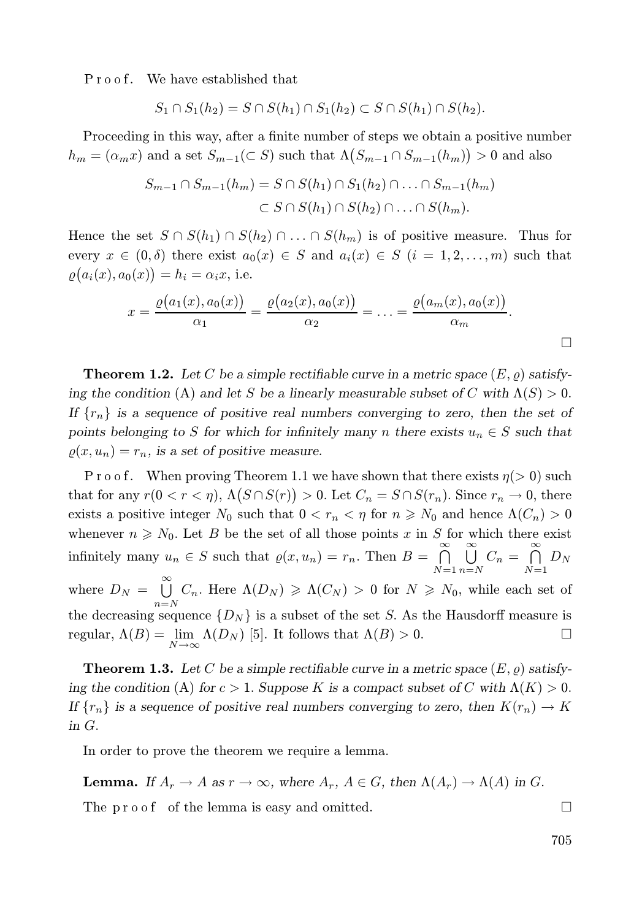P r o o f. We have established that

$$S_1 \cap S_1(h_2) = S \cap S(h_1) \cap S_1(h_2) \subset S \cap S(h_1) \cap S(h_2).$$

Proceeding in this way, after a finite number of steps we obtain a positive number $h_m = (\alpha_m x)$ and a set $S_{m-1}(\subset S)$ such that $\Lambda\big(S_{m-1} \cap S_{m-1}(h_m)\big) > 0$ and also

$$\begin{aligned} S_{m-1} \cap S_{m-1}(h_m) &= S \cap S(h_1) \cap S_1(h_2) \cap \ldots \cap S_{m-1}(h_m) \\ &\subset S \cap S(h_1) \cap S(h_2) \cap \ldots \cap S(h_m). \end{aligned}$$

Hence the set $S \cap S(h_1) \cap S(h_2) \cap \ldots \cap S(h_m)$ is of positive measure. Thus for every $x \in (0, \delta)$ there exist $a_0(x) \in S$ and $a_i(x) \in S$ $(i = 1, 2, \ldots, m)$ such that $\varrho\big(a_i(x), a_0(x)\big) = h_i = \alpha_i x$, i.e.

$$x = \frac{\varrho\big(a_1(x), a_0(x)\big)}{\alpha_1} = \frac{\varrho\big(a_2(x), a_0(x)\big)}{\alpha_2} = \ldots = \frac{\varrho\big(a_m(x), a_0(x)\big)}{\alpha_m}.$$

□

**Theorem 1.2.** *Let $C$ be a simple rectifiable curve in a metric space $(E, \varrho)$ satisfying the condition* (A) *and let $S$ be a linearly measurable subset of $C$ with $\Lambda(S) > 0$. If $\{r_n\}$ is a sequence of positive real numbers converging to zero, then the set of points belonging to $S$ for which for infinitely many $n$ there exists $u_n \in S$ such that $\varrho(x, u_n) = r_n$, is a set of positive measure.*

P r o o f. When proving Theorem 1.1 we have shown that there exists $\eta(> 0)$ such that for any $r(0 < r < \eta)$, $\Lambda\big(S \cap S(r)\big) > 0$. Let $C_n = S \cap S(r_n)$. Since $r_n \to 0$, there exists a positive integer $N_0$ such that $0 < r_n < \eta$ for $n \geqslant N_0$ and hence $\Lambda(C_n) > 0$ whenever $n \geqslant N_0$. Let $B$ be the set of all those points $x$ in $S$ for which there exist infinitely many $u_n \in S$ such that $\varrho(x, u_n) = r_n$. Then $B = \bigcap\limits_{N=1}^{\infty} \bigcup\limits_{n=N}^{\infty} C_n = \bigcap\limits_{N=1}^{\infty} D_N$ where $D_N = \bigcup\limits_{n=N}^{\infty} C_n$. Here $\Lambda(D_N) \geqslant \Lambda(C_N) > 0$ for $N \geqslant N_0$, while each set of the decreasing sequence $\{D_N\}$ is a subset of the set $S$. As the Hausdorff measure is regular, $\Lambda(B) = \lim\limits_{N\to\infty} \Lambda(D_N)$ [5]. It follows that $\Lambda(B) > 0$. □

**Theorem 1.3.** *Let $C$ be a simple rectifiable curve in a metric space $(E, \varrho)$ satisfying the condition* (A) *for $c > 1$. Suppose $K$ is a compact subset of $C$ with $\Lambda(K) > 0$. If $\{r_n\}$ is a sequence of positive real numbers converging to zero, then $K(r_n) \to K$ in $G$.*

In order to prove the theorem we require a lemma.

**Lemma.** *If $A_r \to A$ as $r \to \infty$, where $A_r$, $A \in G$, then $\Lambda(A_r) \to \Lambda(A)$ in $G$.*

The p r o o f of the lemma is easy and omitted. □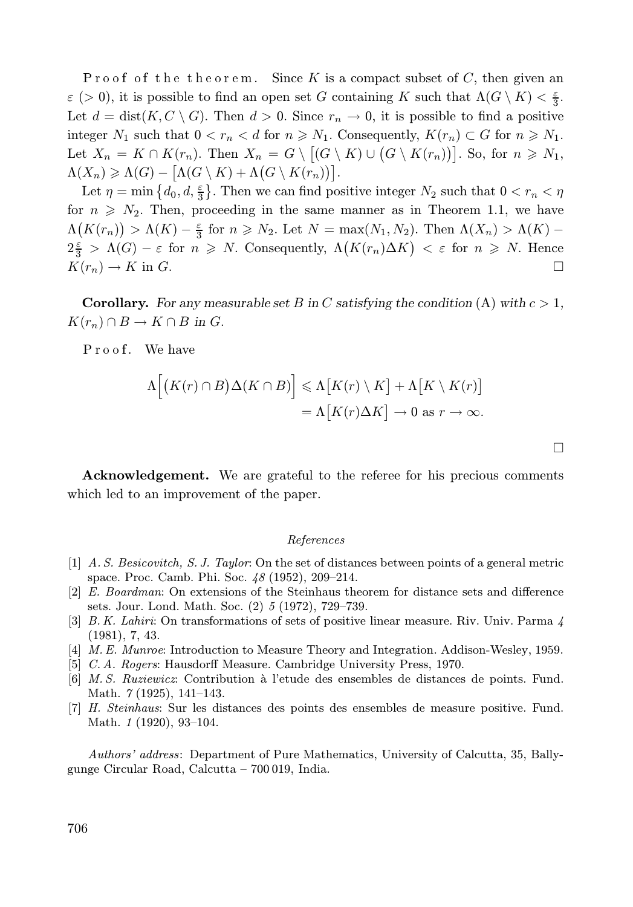P r o o f o f t h e t h e o r e m. Since $K$ is a compact subset of $C$, then given an $\varepsilon$ ($> 0$), it is possible to find an open set $G$ containing $K$ such that $\Lambda(G \setminus K) < \frac{\varepsilon}{3}$. Let $d = \operatorname{dist}(K, C \setminus G)$. Then $d > 0$. Since $r_n \to 0$, it is possible to find a positive integer $N_1$ such that $0 < r_n < d$ for $n \geqslant N_1$. Consequently, $K(r_n) \subset G$ for $n \geqslant N_1$. Let $X_n = K \cap K(r_n)$. Then $X_n = G \setminus \bigl[(G \setminus K) \cup \bigl(G \setminus K(r_n)\bigr)\bigr]$. So, for $n \geqslant N_1$, $\Lambda(X_n) \geqslant \Lambda(G) - \bigl[\Lambda(G \setminus K) + \Lambda\bigl(G \setminus K(r_n)\bigr)\bigr]$.

Let $\eta = \min\bigl\{d_0, d, \frac{\varepsilon}{3}\bigr\}$. Then we can find positive integer $N_2$ such that $0 < r_n < \eta$ for $n \geqslant N_2$. Then, proceeding in the same manner as in Theorem 1.1, we have $\Lambda\bigl(K(r_n)\bigr) > \Lambda(K) - \frac{\varepsilon}{3}$ for $n \geqslant N_2$. Let $N = \max(N_1, N_2)$. Then $\Lambda(X_n) > \Lambda(K) - 2\frac{\varepsilon}{3} > \Lambda(G) - \varepsilon$ for $n \geqslant N$. Consequently, $\Lambda\bigl(K(r_n)\Delta K\bigr) < \varepsilon$ for $n \geqslant N$. Hence $K(r_n) \to K$ in $G$. □

**Corollary.** *For any measurable set $B$ in $C$ satisfying the condition* (A) *with $c > 1$, $K(r_n) \cap B \to K \cap B$ in $G$.*

P r o o f. We have

$$\begin{aligned}\Lambda\Bigl[\bigl(K(r) \cap B\bigr)\Delta(K \cap B)\Bigr] &\leqslant \Lambda\bigl[K(r) \setminus K\bigr] + \Lambda\bigl[K \setminus K(r)\bigr] \\ &= \Lambda\bigl[K(r)\Delta K\bigr] \to 0 \text{ as } r \to \infty.\end{aligned}$$

□

**Acknowledgement.** We are grateful to the referee for his precious comments which led to an improvement of the paper.

*References*

[1] *A. S. Besicovitch, S. J. Taylor*: On the set of distances between points of a general metric space. Proc. Camb. Phi. Soc. *48* (1952), 209–214.

[2] *E. Boardman*: On extensions of the Steinhaus theorem for distance sets and difference sets. Jour. Lond. Math. Soc. (2) *5* (1972), 729–739.

[3] *B. K. Lahiri*: On transformations of sets of positive linear measure. Riv. Univ. Parma *4* (1981), 7, 43.

[4] *M. E. Munroe*: Introduction to Measure Theory and Integration. Addison-Wesley, 1959.

[5] *C. A. Rogers*: Hausdorff Measure. Cambridge University Press, 1970.

[6] *M. S. Ruziewicz*: Contribution à l'etude des ensembles de distances de points. Fund. Math. *7* (1925), 141–143.

[7] *H. Steinhaus*: Sur les distances des points des ensembles de measure positive. Fund. Math. *1* (1920), 93–104.

*Authors' address*: Department of Pure Mathematics, University of Calcutta, 35, Ballygunge Circular Road, Calcutta – 700 019, India.